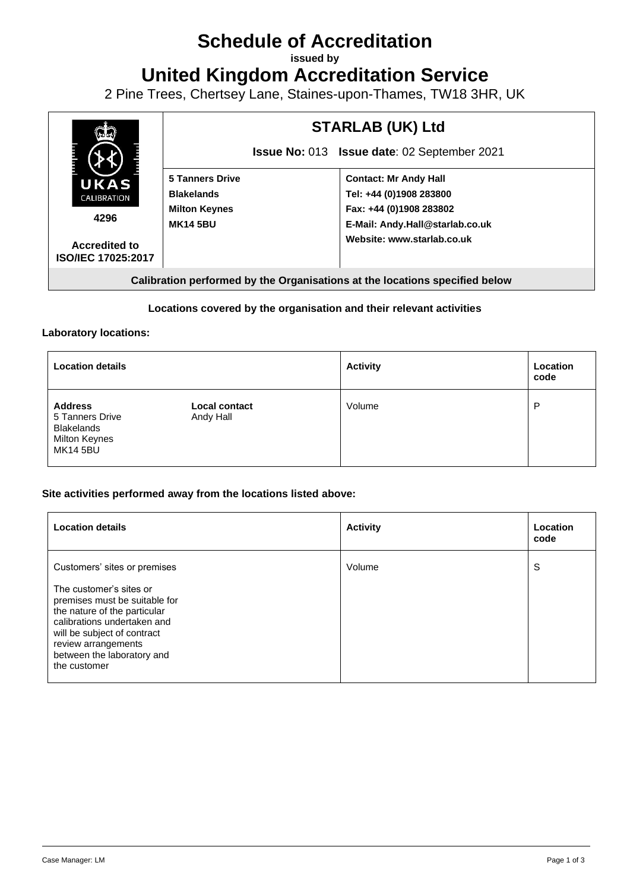# Schedule of Accreditation

**issued by**

# United Kingdom Accreditation Service

2 Pine Trees, Chertsey Lane, Staines-upon-Thames, TW18 3HR, UK

| UKAS CALIBRATION 4296 Accredited to ISO/IEC 17025:2017 | **STARLAB (UK) Ltd** | |
|---|---|---|
| | **Issue No:** 013 **Issue date**: 02 September 2021 | |
| | **5 Tanners Drive**<br>**Blakelands**<br>**Milton Keynes**<br>**MK14 5BU** | **Contact: Mr Andy Hall**<br>**Tel: +44 (0)1908 283800**<br>**Fax: +44 (0)1908 283802**<br>**E-Mail: Andy.Hall@starlab.co.uk**<br>**Website: www.starlab.co.uk** |

**Calibration performed by the Organisations at the locations specified below**

**Locations covered by the organisation and their relevant activities**

**Laboratory locations:**

| Location details | | Activity | Location code |
|---|---|---|---|
| **Address**<br>5 Tanners Drive<br>Blakelands<br>Milton Keynes<br>MK14 5BU | **Local contact**<br>Andy Hall | Volume | P |

**Site activities performed away from the locations listed above:**

| Location details | Activity | Location code |
|---|---|---|
| Customers' sites or premises<br><br>The customer's sites or premises must be suitable for the nature of the particular calibrations undertaken and will be subject of contract review arrangements between the laboratory and the customer | Volume | S |

Case Manager: LM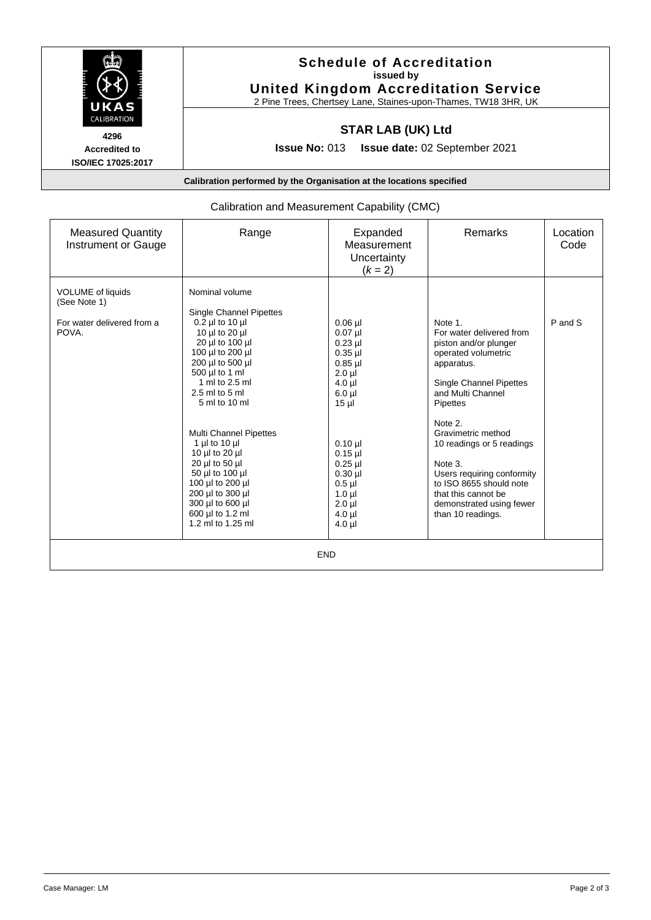# Schedule of Accreditation

**issued by**

**United Kingdom Accreditation Service**

2 Pine Trees, Chertsey Lane, Staines-upon-Thames, TW18 3HR, UK

**4296**
**Accredited to**
**ISO/IEC 17025:2017**

## STAR LAB (UK) Ltd

**Issue No:** 013 **Issue date:** 02 September 2021

**Calibration performed by the Organisation at the locations specified**

Calibration and Measurement Capability (CMC)

| Measured Quantity Instrument or Gauge | Range | Expanded Measurement Uncertainty ($k$ = 2) | Remarks | Location Code |
|---|---|---|---|---|
| VOLUME of liquids (See Note 1) | Nominal volume | | | |
| For water delivered from a POVA. | Single Channel Pipettes | | | |
| | 0.2 µl to 10 µl | 0.06 µl | Note 1. For water delivered from piston and/or plunger operated volumetric apparatus. | P and S |
| | 10 µl to 20 µl | 0.07 µl | | |
| | 20 µl to 100 µl | 0.23 µl | | |
| | 100 µl to 200 µl | 0.35 µl | | |
| | 200 µl to 500 µl | 0.85 µl | Single Channel Pipettes and Multi Channel Pipettes | |
| | 500 µl to 1 ml | 2.0 µl | | |
| | 1 ml to 2.5 ml | 4.0 µl | | |
| | 2.5 ml to 5 ml | 6.0 µl | | |
| | 5 ml to 10 ml | 15 µl | | |
| | Multi Channel Pipettes | | Note 2. Gravimetric method 10 readings or 5 readings | |
| | 1 µl to 10 µl | 0.10 µl | | |
| | 10 µl to 20 µl | 0.15 µl | | |
| | 20 µl to 50 µl | 0.25 µl | Note 3. Users requiring conformity to ISO 8655 should note that this cannot be demonstrated using fewer than 10 readings. | |
| | 50 µl to 100 µl | 0.30 µl | | |
| | 100 µl to 200 µl | 0.5 µl | | |
| | 200 µl to 300 µl | 1.0 µl | | |
| | 300 µl to 600 µl | 2.0 µl | | |
| | 600 µl to 1.2 ml | 4.0 µl | | |
| | 1.2 ml to 1.25 ml | 4.0 µl | | |

END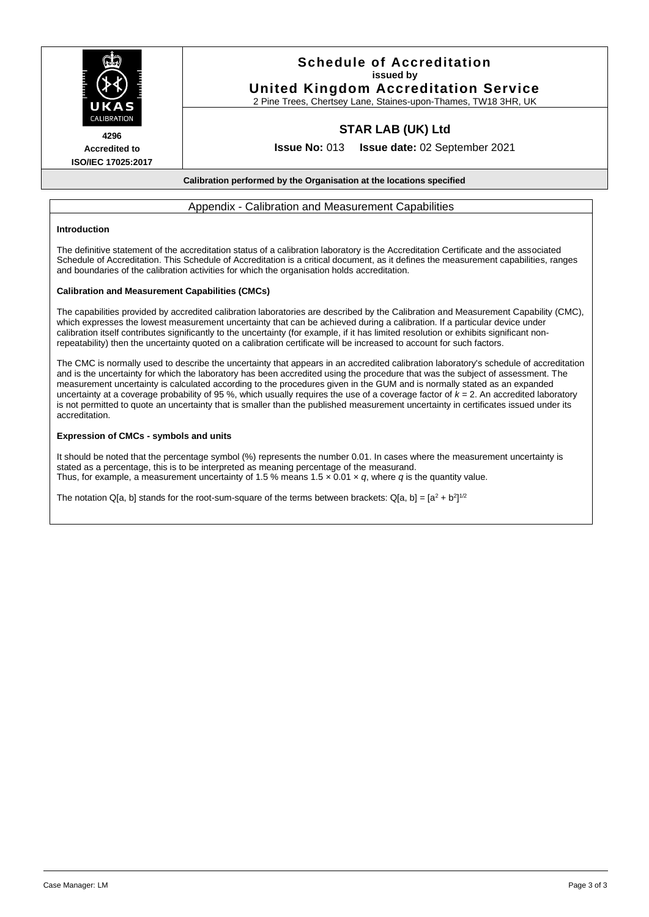# Schedule of Accreditation

issued by

**United Kingdom Accreditation Service**

2 Pine Trees, Chertsey Lane, Staines-upon-Thames, TW18 3HR, UK

4296

Accredited to

ISO/IEC 17025:2017

## STAR LAB (UK) Ltd

**Issue No:** 013 **Issue date:** 02 September 2021

**Calibration performed by the Organisation at the locations specified**

## Appendix - Calibration and Measurement Capabilities

### Introduction

The definitive statement of the accreditation status of a calibration laboratory is the Accreditation Certificate and the associated Schedule of Accreditation. This Schedule of Accreditation is a critical document, as it defines the measurement capabilities, ranges and boundaries of the calibration activities for which the organisation holds accreditation.

### Calibration and Measurement Capabilities (CMCs)

The capabilities provided by accredited calibration laboratories are described by the Calibration and Measurement Capability (CMC), which expresses the lowest measurement uncertainty that can be achieved during a calibration. If a particular device under calibration itself contributes significantly to the uncertainty (for example, if it has limited resolution or exhibits significant non-repeatability) then the uncertainty quoted on a calibration certificate will be increased to account for such factors.

The CMC is normally used to describe the uncertainty that appears in an accredited calibration laboratory's schedule of accreditation and is the uncertainty for which the laboratory has been accredited using the procedure that was the subject of assessment. The measurement uncertainty is calculated according to the procedures given in the GUM and is normally stated as an expanded uncertainty at a coverage probability of 95 %, which usually requires the use of a coverage factor of $k = 2$. An accredited laboratory is not permitted to quote an uncertainty that is smaller than the published measurement uncertainty in certificates issued under its accreditation.

### Expression of CMCs - symbols and units

It should be noted that the percentage symbol (%) represents the number 0.01. In cases where the measurement uncertainty is stated as a percentage, this is to be interpreted as meaning percentage of the measurand.
Thus, for example, a measurement uncertainty of 1.5 % means $1.5 \times 0.01 \times q$, where $q$ is the quantity value.

The notation Q[a, b] stands for the root-sum-square of the terms between brackets: $Q[a, b] = [a^2 + b^2]^{1/2}$

Case Manager: LM